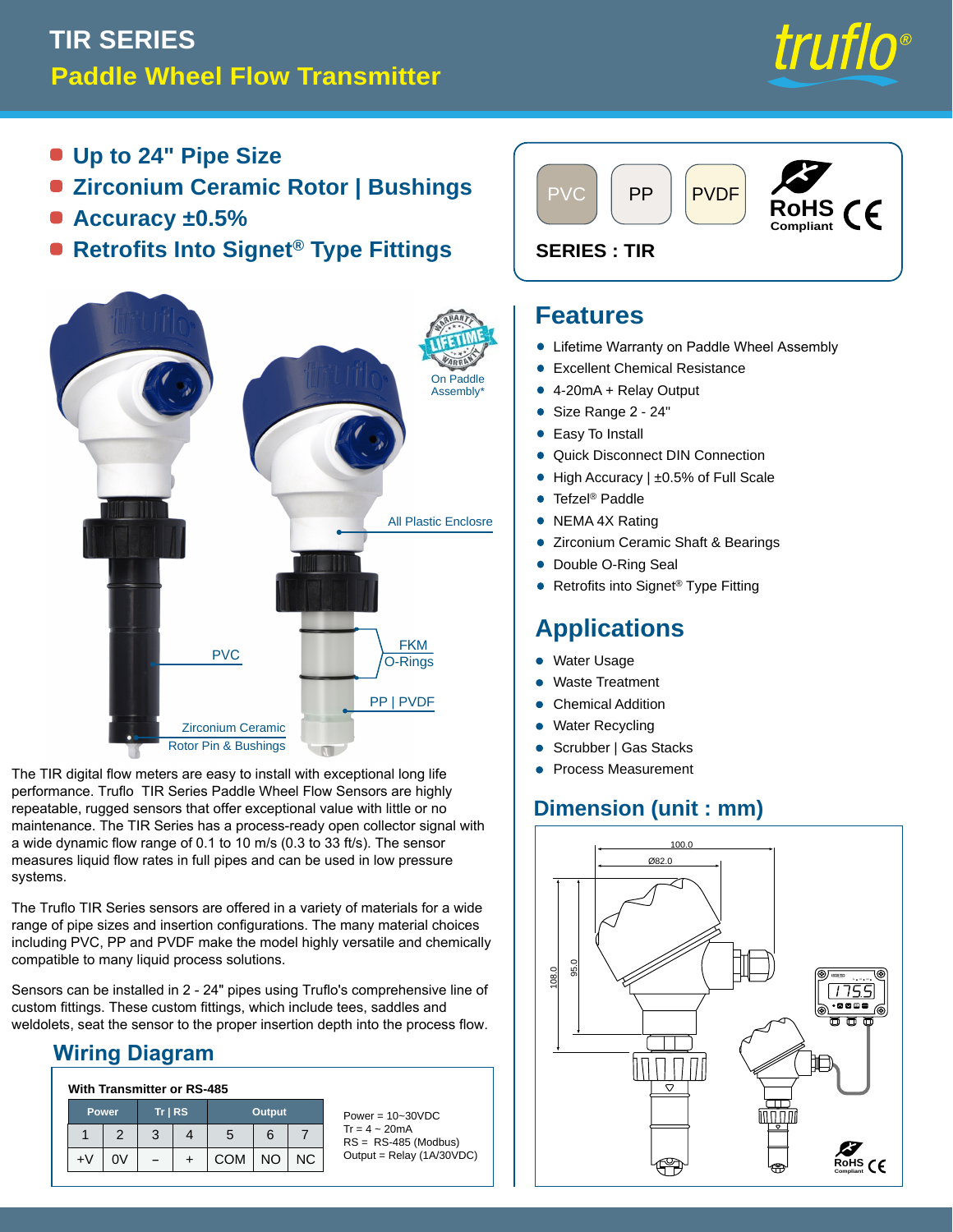# TIR SERIES

## Paddle Wheel Flow Transmitter

- **Up to 24" Pipe Size**
- **Zirconium Ceramic Rotor | Bushings**
- **Accuracy ±0.5%**
- **Retrofits Into Signet® Type Fittings**

PVC | PP | PVDF

RoHS Compliant CE

**SERIES : TIR**

LIFETIME WARRANTY On Paddle Assembly*

All Plastic Enclosre

PVC

FKM O-Rings

PP | PVDF

Zirconium Ceramic Rotor Pin & Bushings

The TIR digital flow meters are easy to install with exceptional long life performance. Truflo TIR Series Paddle Wheel Flow Sensors are highly repeatable, rugged sensors that offer exceptional value with little or no maintenance. The TIR Series has a process-ready open collector signal with a wide dynamic flow range of 0.1 to 10 m/s (0.3 to 33 ft/s). The sensor measures liquid flow rates in full pipes and can be used in low pressure systems.

The Truflo TIR Series sensors are offered in a variety of materials for a wide range of pipe sizes and insertion configurations. The many material choices including PVC, PP and PVDF make the model highly versatile and chemically compatible to many liquid process solutions.

Sensors can be installed in 2 - 24" pipes using Truflo's comprehensive line of custom fittings. These custom fittings, which include tees, saddles and weldolets, seat the sensor to the proper insertion depth into the process flow.

## Wiring Diagram

**With Transmitter or RS-485**

| Power | | Tr \| RS | | Output | | |
|---|---|---|---|---|---|---|
| 1 | 2 | 3 | 4 | 5 | 6 | 7 |
| +V | 0V | – | + | COM | NO | NC |

Power = 10~30VDC
Tr = 4 ~ 20mA
RS = RS-485 (Modbus)
Output = Relay (1A/30VDC)

## Features

- Lifetime Warranty on Paddle Wheel Assembly
- Excellent Chemical Resistance
- 4-20mA + Relay Output
- Size Range 2 - 24"
- Easy To Install
- Quick Disconnect DIN Connection
- High Accuracy | ±0.5% of Full Scale
- Tefzel® Paddle
- NEMA 4X Rating
- Zirconium Ceramic Shaft & Bearings
- Double O-Ring Seal
- Retrofits into Signet® Type Fitting

## Applications

- Water Usage
- Waste Treatment
- Chemical Addition
- Water Recycling
- Scrubber | Gas Stacks
- Process Measurement

## Dimension (unit : mm)

100.0
Ø82.0
108.0
95.0
175.5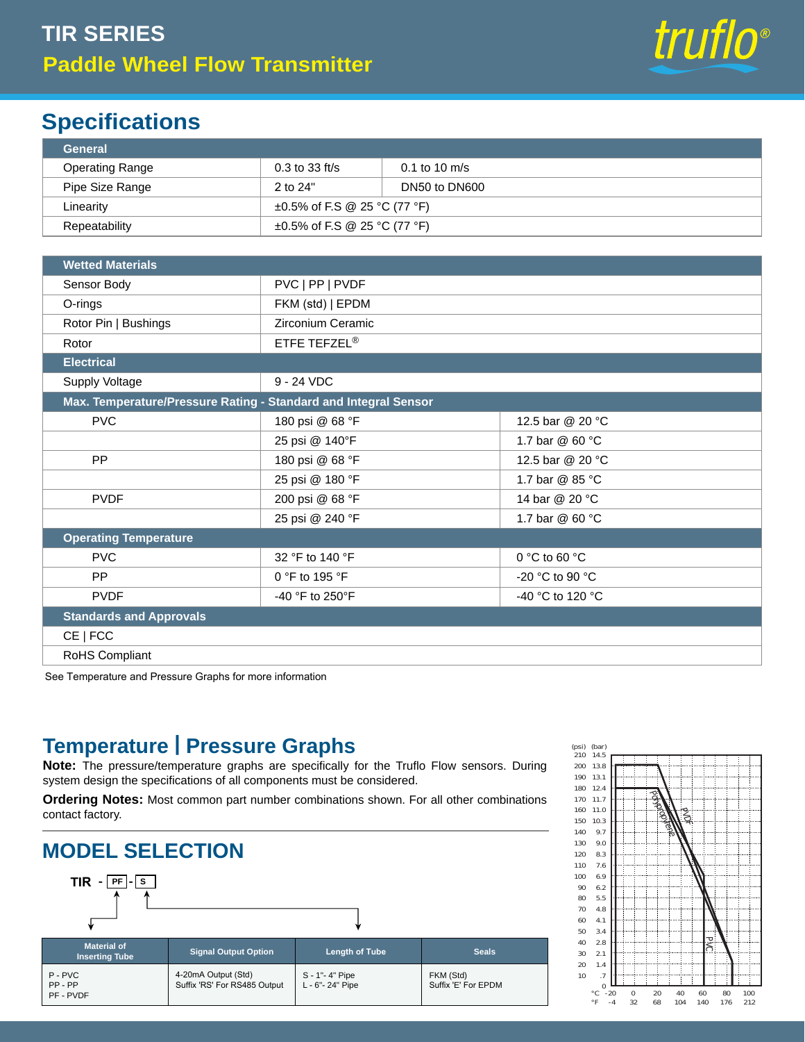# TIR SERIES

## Paddle Wheel Flow Transmitter

truflo®

## Specifications

| General | | |
|---|---|---|
| Operating Range | 0.3 to 33 ft/s | 0.1 to 10 m/s |
| Pipe Size Range | 2 to 24" | DN50 to DN600 |
| Linearity | ±0.5% of F.S @ 25 °C (77 °F) | |
| Repeatability | ±0.5% of F.S @ 25 °C (77 °F) | |

| Wetted Materials | | |
|---|---|---|
| Sensor Body | PVC \| PP \| PVDF | |
| O-rings | FKM (std) \| EPDM | |
| Rotor Pin \| Bushings | Zirconium Ceramic | |
| Rotor | ETFE TEFZEL® | |
| **Electrical** | | |
| Supply Voltage | 9 - 24 VDC | |
| **Max. Temperature/Pressure Rating - Standard and Integral Sensor** | | |
| PVC | 180 psi @ 68 °F | 12.5 bar @ 20 °C |
| | 25 psi @ 140°F | 1.7 bar @ 60 °C |
| PP | 180 psi @ 68 °F | 12.5 bar @ 20 °C |
| | 25 psi @ 180 °F | 1.7 bar @ 85 °C |
| PVDF | 200 psi @ 68 °F | 14 bar @ 20 °C |
| | 25 psi @ 240 °F | 1.7 bar @ 60 °C |
| **Operating Temperature** | | |
| PVC | 32 °F to 140 °F | 0 °C to 60 °C |
| PP | 0 °F to 195 °F | -20 °C to 90 °C |
| PVDF | -40 °F to 250°F | -40 °C to 120 °C |
| **Standards and Approvals** | | |
| CE \| FCC | | |
| RoHS Compliant | | |

See Temperature and Pressure Graphs for more information

## Temperature | Pressure Graphs

**Note:** The pressure/temperature graphs are specifically for the Truflo Flow sensors. During system design the specifications of all components must be considered.

**Ordering Notes:** Most common part number combinations shown. For all other combinations contact factory.

(psi) (bar)
210 14.5
200 13.8
190 13.1
180 12.4
170 11.7
160 11.0
150 10.3
140 9.7
130 9.0
120 8.3
110 7.6
100 6.9
90 6.2
80 5.5
70 4.8
60 4.1
50 3.4
40 2.8
30 2.1
20 1.4
10 .7
0
°C -20 0 20 40 60 80 100
°F -4 32 68 104 140 176 212
Polypropylene
PVDF
PVC

## MODEL SELECTION

TIR - PF - S

| Material of Inserting Tube | Signal Output Option | Length of Tube | Seals |
|---|---|---|---|
| P - PVC<br>PP - PP<br>PF - PVDF | 4-20mA Output (Std)<br>Suffix 'RS' For RS485 Output | S - 1"- 4" Pipe<br>L - 6"- 24" Pipe | FKM (Std)<br>Suffix 'E' For EPDM |